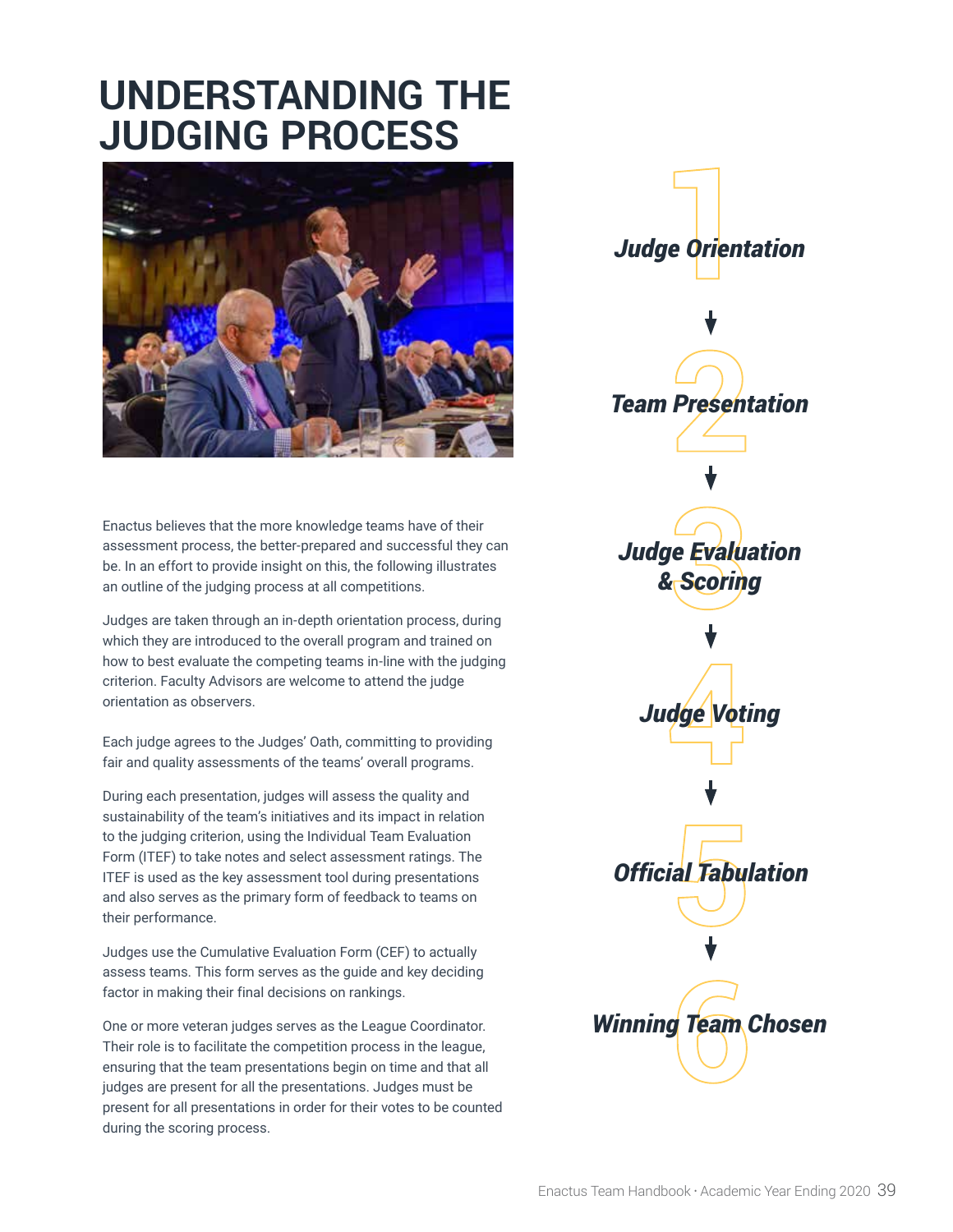# UNDERSTANDING THE JUDGING PROCESS

Enactus believes that the more knowledge teams have of their assessment process, the better-prepared and successful they can be. In an effort to provide insight on this, the following illustrates an outline of the judging process at all competitions.

Judges are taken through an in-depth orientation process, during which they are introduced to the overall program and trained on how to best evaluate the competing teams in-line with the judging criterion. Faculty Advisors are welcome to attend the judge orientation as observers.

Each judge agrees to the Judges' Oath, committing to providing fair and quality assessments of the teams' overall programs.

During each presentation, judges will assess the quality and sustainability of the team's initiatives and its impact in relation to the judging criterion, using the Individual Team Evaluation Form (ITEF) to take notes and select assessment ratings. The ITEF is used as the key assessment tool during presentations and also serves as the primary form of feedback to teams on their performance.

Judges use the Cumulative Evaluation Form (CEF) to actually assess teams. This form serves as the guide and key deciding factor in making their final decisions on rankings.

One or more veteran judges serves as the League Coordinator. Their role is to facilitate the competition process in the league, ensuring that the team presentations begin on time and that all judges are present for all the presentations. Judges must be present for all presentations in order for their votes to be counted during the scoring process.

1. ***Judge Orientation***
2. ***Team Presentation***
3. ***Judge Evaluation & Scoring***
4. ***Judge Voting***
5. ***Official Tabulation***
6. ***Winning Team Chosen***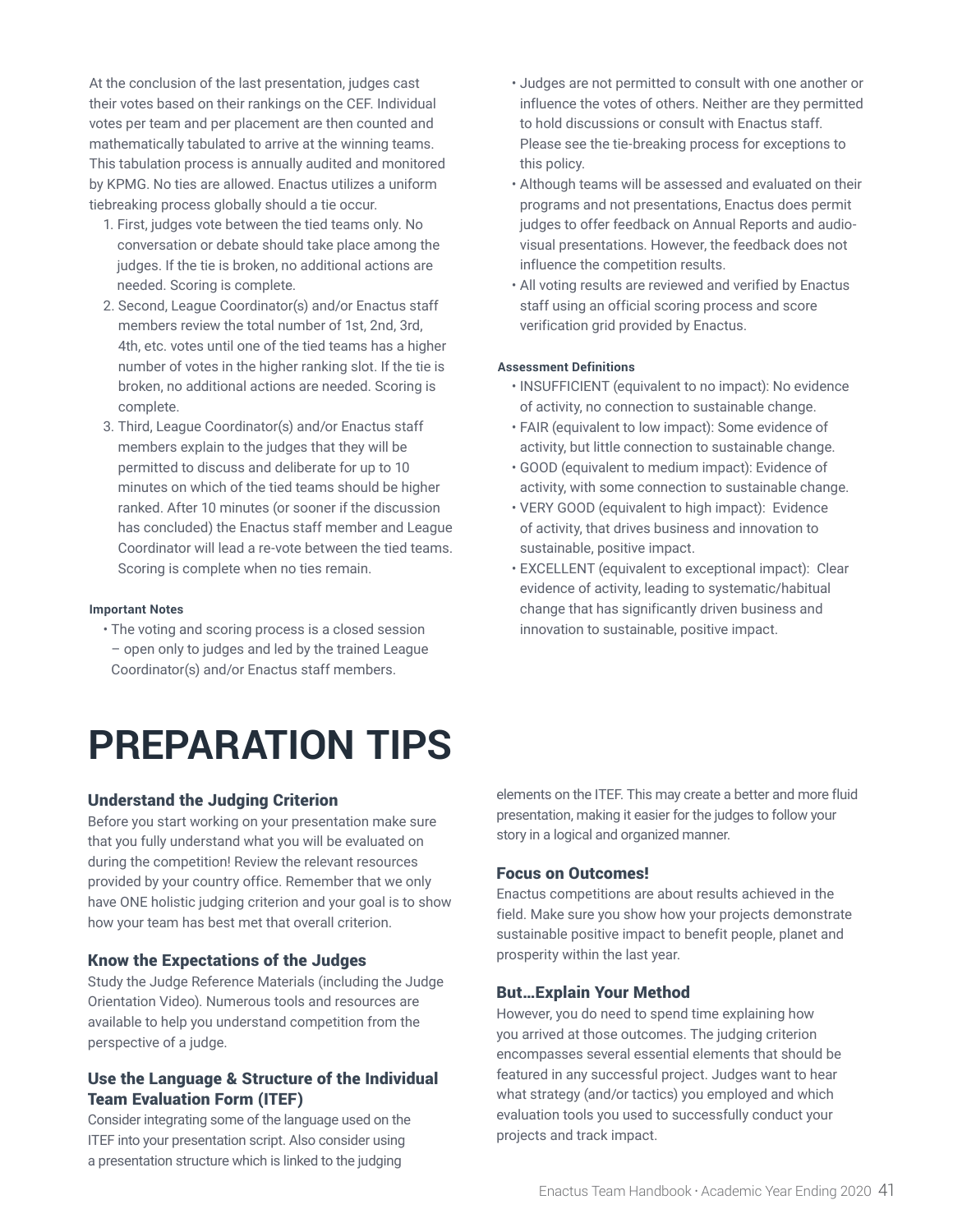At the conclusion of the last presentation, judges cast their votes based on their rankings on the CEF. Individual votes per team and per placement are then counted and mathematically tabulated to arrive at the winning teams. This tabulation process is annually audited and monitored by KPMG. No ties are allowed. Enactus utilizes a uniform tiebreaking process globally should a tie occur.

1. First, judges vote between the tied teams only. No conversation or debate should take place among the judges. If the tie is broken, no additional actions are needed. Scoring is complete.
2. Second, League Coordinator(s) and/or Enactus staff members review the total number of 1st, 2nd, 3rd, 4th, etc. votes until one of the tied teams has a higher number of votes in the higher ranking slot. If the tie is broken, no additional actions are needed. Scoring is complete.
3. Third, League Coordinator(s) and/or Enactus staff members explain to the judges that they will be permitted to discuss and deliberate for up to 10 minutes on which of the tied teams should be higher ranked. After 10 minutes (or sooner if the discussion has concluded) the Enactus staff member and League Coordinator will lead a re-vote between the tied teams. Scoring is complete when no ties remain.

**Important Notes**

- The voting and scoring process is a closed session – open only to judges and led by the trained League Coordinator(s) and/or Enactus staff members.
- Judges are not permitted to consult with one another or influence the votes of others. Neither are they permitted to hold discussions or consult with Enactus staff. Please see the tie-breaking process for exceptions to this policy.
- Although teams will be assessed and evaluated on their programs and not presentations, Enactus does permit judges to offer feedback on Annual Reports and audio-visual presentations. However, the feedback does not influence the competition results.
- All voting results are reviewed and verified by Enactus staff using an official scoring process and score verification grid provided by Enactus.

**Assessment Definitions**

- INSUFFICIENT (equivalent to no impact): No evidence of activity, no connection to sustainable change.
- FAIR (equivalent to low impact): Some evidence of activity, but little connection to sustainable change.
- GOOD (equivalent to medium impact): Evidence of activity, with some connection to sustainable change.
- VERY GOOD (equivalent to high impact): Evidence of activity, that drives business and innovation to sustainable, positive impact.
- EXCELLENT (equivalent to exceptional impact): Clear evidence of activity, leading to systematic/habitual change that has significantly driven business and innovation to sustainable, positive impact.

# PREPARATION TIPS

### Understand the Judging Criterion

Before you start working on your presentation make sure that you fully understand what you will be evaluated on during the competition! Review the relevant resources provided by your country office. Remember that we only have ONE holistic judging criterion and your goal is to show how your team has best met that overall criterion.

### Know the Expectations of the Judges

Study the Judge Reference Materials (including the Judge Orientation Video). Numerous tools and resources are available to help you understand competition from the perspective of a judge.

### Use the Language & Structure of the Individual Team Evaluation Form (ITEF)

Consider integrating some of the language used on the ITEF into your presentation script. Also consider using a presentation structure which is linked to the judging elements on the ITEF. This may create a better and more fluid presentation, making it easier for the judges to follow your story in a logical and organized manner.

### Focus on Outcomes!

Enactus competitions are about results achieved in the field. Make sure you show how your projects demonstrate sustainable positive impact to benefit people, planet and prosperity within the last year.

### But…Explain Your Method

However, you do need to spend time explaining how you arrived at those outcomes. The judging criterion encompasses several essential elements that should be featured in any successful project. Judges want to hear what strategy (and/or tactics) you employed and which evaluation tools you used to successfully conduct your projects and track impact.